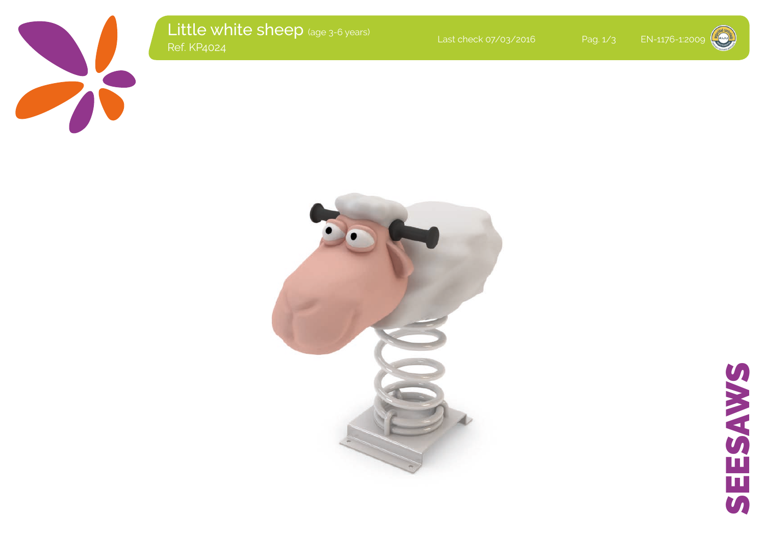# Little white sheep (age 3-6 years)

Ref. KP4024

Last check 07/03/2016

EN-1176-1:2009

SEESAWS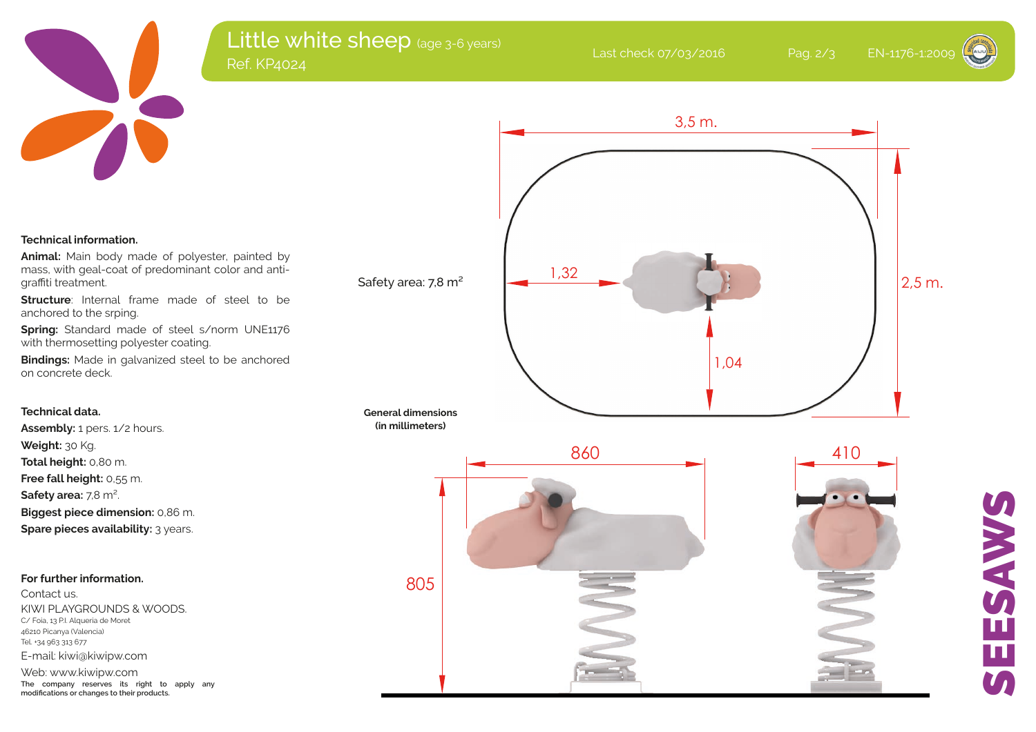# Little white sheep (age 3-6 years)

Ref. KP4024

Last check 07/03/2016

EN-1176-1:2009

### Technical information.

**Animal:** Main body made of polyester, painted by mass, with geal-coat of predominant color and anti-graffiti treatment.

**Structure**: Internal frame made of steel to be anchored to the srping.

**Spring:** Standard made of steel s/norm UNE1176 with thermosetting polyester coating.

**Bindings:** Made in galvanized steel to be anchored on concrete deck.

### Technical data.

**Assembly:** 1 pers. 1/2 hours.

**Weight:** 30 Kg.

**Total height:** 0,80 m.

**Free fall height:** 0,55 m.

**Safety area:** 7,8 m².

**Biggest piece dimension:** 0,86 m.

**Spare pieces availability:** 3 years.

### For further information.

Contact us.

KIWI PLAYGROUNDS & WOODS.

C/ Foia, 13 P.I. Alqueria de Moret

46210 Picanya (Valencia)

Tel. +34 963 313 677

E-mail: kiwi@kiwipw.com

Web: www.kiwipw.com

**The company reserves its right to apply any modifications or changes to their products.**

Safety area: 7,8 m²

3,5 m.

2,5 m.

1,32

1,04

**General dimensions (in millimeters)**

860

410

805

SEESAWS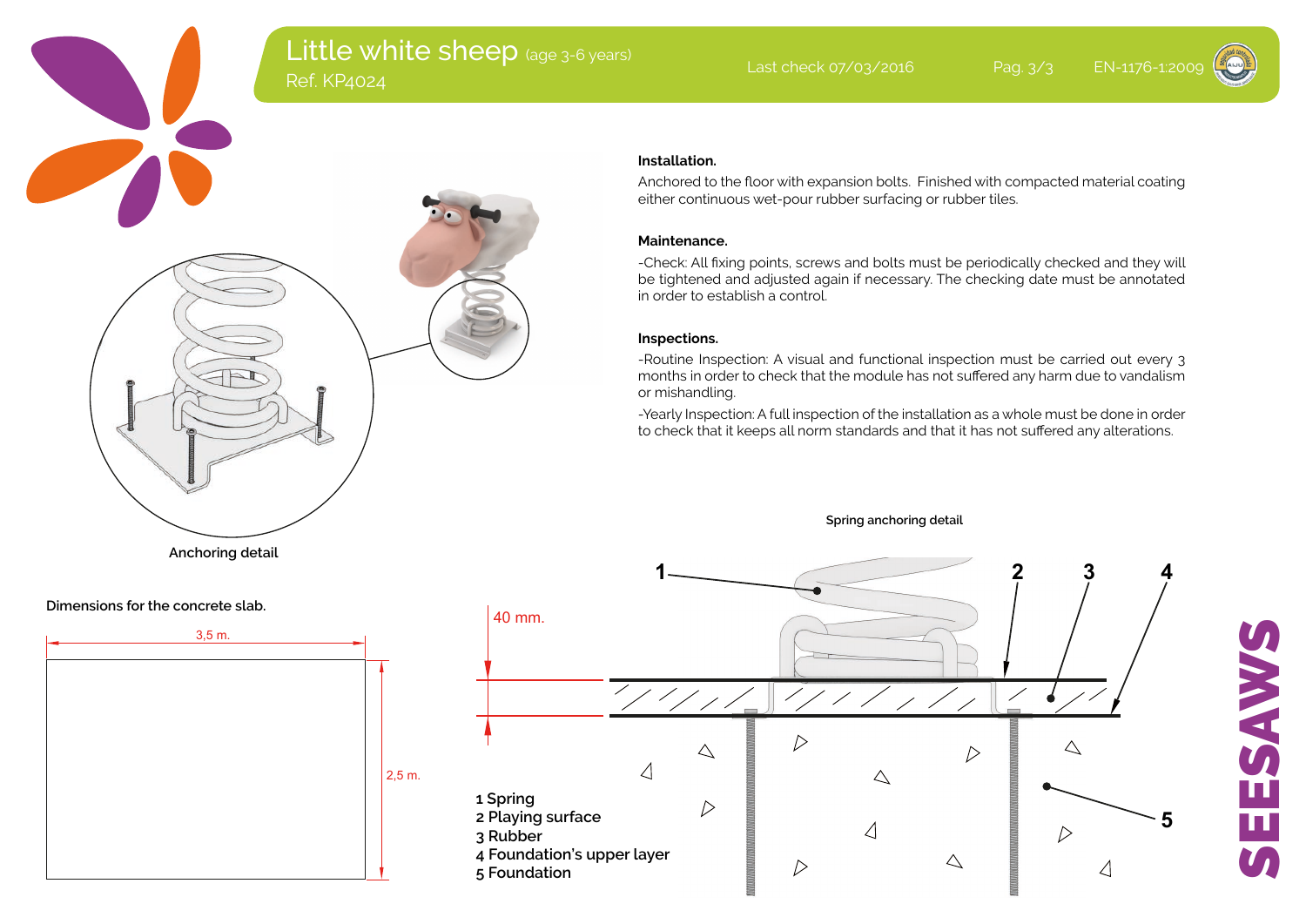# Little white sheep (age 3-6 years)

Ref. KP4024

Last check 07/03/2016

EN-1176-1:2009

### Installation.

Anchored to the floor with expansion bolts. Finished with compacted material coating either continuous wet-pour rubber surfacing or rubber tiles.

### Maintenance.

-Check: All fixing points, screws and bolts must be periodically checked and they will be tightened and adjusted again if necessary. The checking date must be annotated in order to establish a control.

### Inspections.

-Routine Inspection: A visual and functional inspection must be carried out every 3 months in order to check that the module has not suffered any harm due to vandalism or mishandling.

-Yearly Inspection: A full inspection of the installation as a whole must be done in order to check that it keeps all norm standards and that it has not suffered any alterations.

Anchoring detail

**Dimensions for the concrete slab.**

3,5 m.

2,5 m.

Spring anchoring detail

40 mm.

1 Spring
2 Playing surface
3 Rubber
4 Foundation's upper layer
5 Foundation

SEESAWS